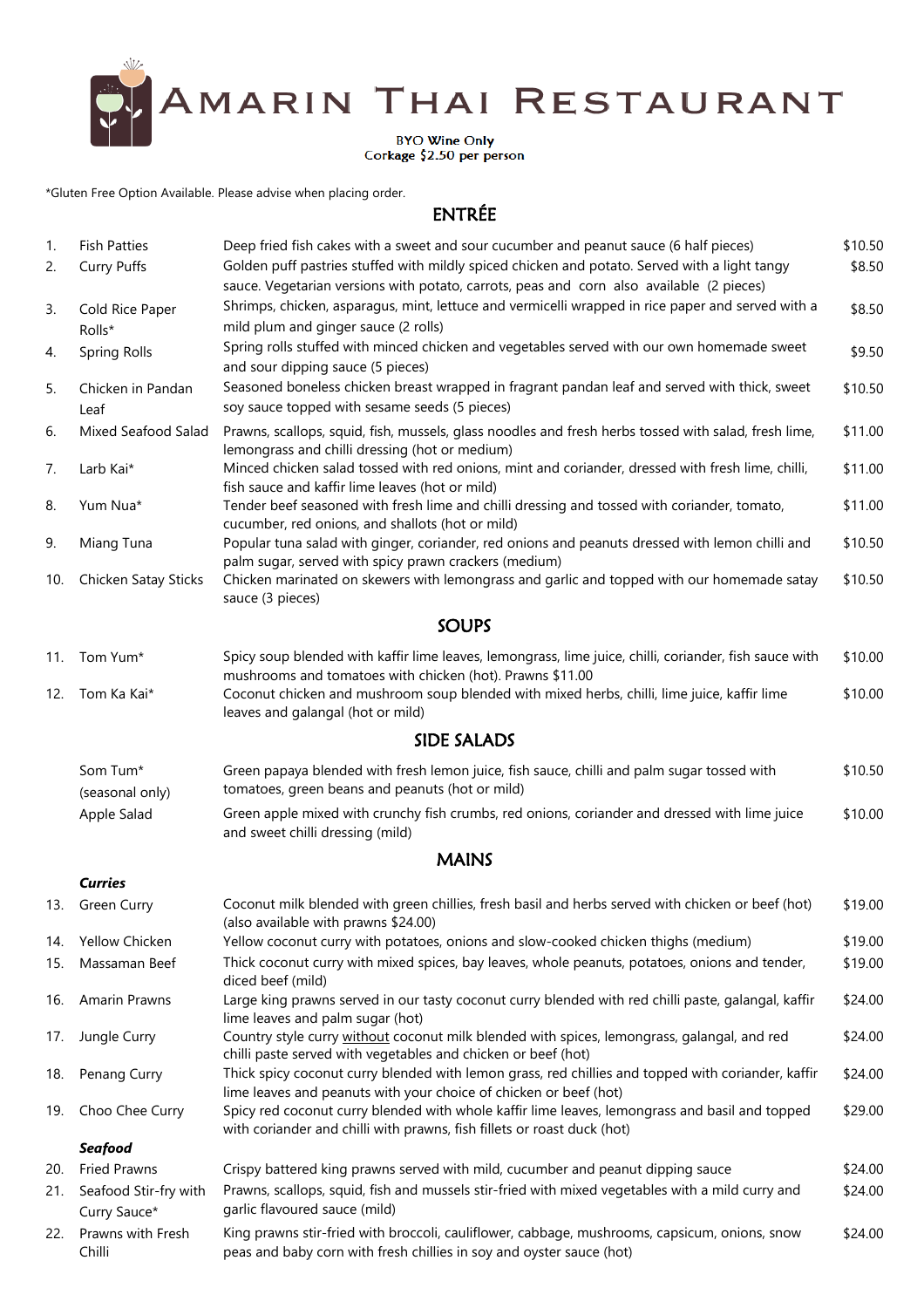# Amarin Thai Restaurant

BYO Wine Only
Corkage $2.50 per person

*Gluten Free Option Available. Please advise when placing order.

## ENTRÉE

| No. | Item | Description | Price |
|---|---|---|---|
| 1. | Fish Patties | Deep fried fish cakes with a sweet and sour cucumber and peanut sauce (6 half pieces) | $10.50 |
| 2. | Curry Puffs | Golden puff pastries stuffed with mildly spiced chicken and potato. Served with a light tangy sauce. Vegetarian versions with potato, carrots, peas and corn also available (2 pieces) | $8.50 |
| 3. | Cold Rice Paper Rolls* | Shrimps, chicken, asparagus, mint, lettuce and vermicelli wrapped in rice paper and served with a mild plum and ginger sauce (2 rolls) | $8.50 |
| 4. | Spring Rolls | Spring rolls stuffed with minced chicken and vegetables served with our own homemade sweet and sour dipping sauce (5 pieces) | $9.50 |
| 5. | Chicken in Pandan Leaf | Seasoned boneless chicken breast wrapped in fragrant pandan leaf and served with thick, sweet soy sauce topped with sesame seeds (5 pieces) | $10.50 |
| 6. | Mixed Seafood Salad | Prawns, scallops, squid, fish, mussels, glass noodles and fresh herbs tossed with salad, fresh lime, lemongrass and chilli dressing (hot or medium) | $11.00 |
| 7. | Larb Kai* | Minced chicken salad tossed with red onions, mint and coriander, dressed with fresh lime, chilli, fish sauce and kaffir lime leaves (hot or mild) | $11.00 |
| 8. | Yum Nua* | Tender beef seasoned with fresh lime and chilli dressing and tossed with coriander, tomato, cucumber, red onions, and shallots (hot or mild) | $11.00 |
| 9. | Miang Tuna | Popular tuna salad with ginger, coriander, red onions and peanuts dressed with lemon chilli and palm sugar, served with spicy prawn crackers (medium) | $10.50 |
| 10. | Chicken Satay Sticks | Chicken marinated on skewers with lemongrass and garlic and topped with our homemade satay sauce (3 pieces) | $10.50 |

## SOUPS

| No. | Item | Description | Price |
|---|---|---|---|
| 11. | Tom Yum* | Spicy soup blended with kaffir lime leaves, lemongrass, lime juice, chilli, coriander, fish sauce with mushrooms and tomatoes with chicken (hot). Prawns $11.00 | $10.00 |
| 12. | Tom Ka Kai* | Coconut chicken and mushroom soup blended with mixed herbs, chilli, lime juice, kaffir lime leaves and galangal (hot or mild) | $10.00 |

## SIDE SALADS

| Item | Description | Price |
|---|---|---|
| Som Tum* (seasonal only) | Green papaya blended with fresh lemon juice, fish sauce, chilli and palm sugar tossed with tomatoes, green beans and peanuts (hot or mild) | $10.50 |
| Apple Salad | Green apple mixed with crunchy fish crumbs, red onions, coriander and dressed with lime juice and sweet chilli dressing (mild) | $10.00 |

## MAINS

### *Curries*

| No. | Item | Description | Price |
|---|---|---|---|
| 13. | Green Curry | Coconut milk blended with green chillies, fresh basil and herbs served with chicken or beef (hot) (also available with prawns $24.00) | $19.00 |
| 14. | Yellow Chicken | Yellow coconut curry with potatoes, onions and slow-cooked chicken thighs (medium) | $19.00 |
| 15. | Massaman Beef | Thick coconut curry with mixed spices, bay leaves, whole peanuts, potatoes, onions and tender, diced beef (mild) | $19.00 |
| 16. | Amarin Prawns | Large king prawns served in our tasty coconut curry blended with red chilli paste, galangal, kaffir lime leaves and palm sugar (hot) | $24.00 |
| 17. | Jungle Curry | Country style curry <u>without</u> coconut milk blended with spices, lemongrass, galangal, and red chilli paste served with vegetables and chicken or beef (hot) | $24.00 |
| 18. | Penang Curry | Thick spicy coconut curry blended with lemon grass, red chillies and topped with coriander, kaffir lime leaves and peanuts with your choice of chicken or beef (hot) | $24.00 |
| 19. | Choo Chee Curry | Spicy red coconut curry blended with whole kaffir lime leaves, lemongrass and basil and topped with coriander and chilli with prawns, fish fillets or roast duck (hot) | $29.00 |

### *Seafood*

| No. | Item | Description | Price |
|---|---|---|---|
| 20. | Fried Prawns | Crispy battered king prawns served with mild, cucumber and peanut dipping sauce | $24.00 |
| 21. | Seafood Stir-fry with Curry Sauce* | Prawns, scallops, squid, fish and mussels stir-fried with mixed vegetables with a mild curry and garlic flavoured sauce (mild) | $24.00 |
| 22. | Prawns with Fresh Chilli | King prawns stir-fried with broccoli, cauliflower, cabbage, mushrooms, capsicum, onions, snow peas and baby corn with fresh chillies in soy and oyster sauce (hot) | $24.00 |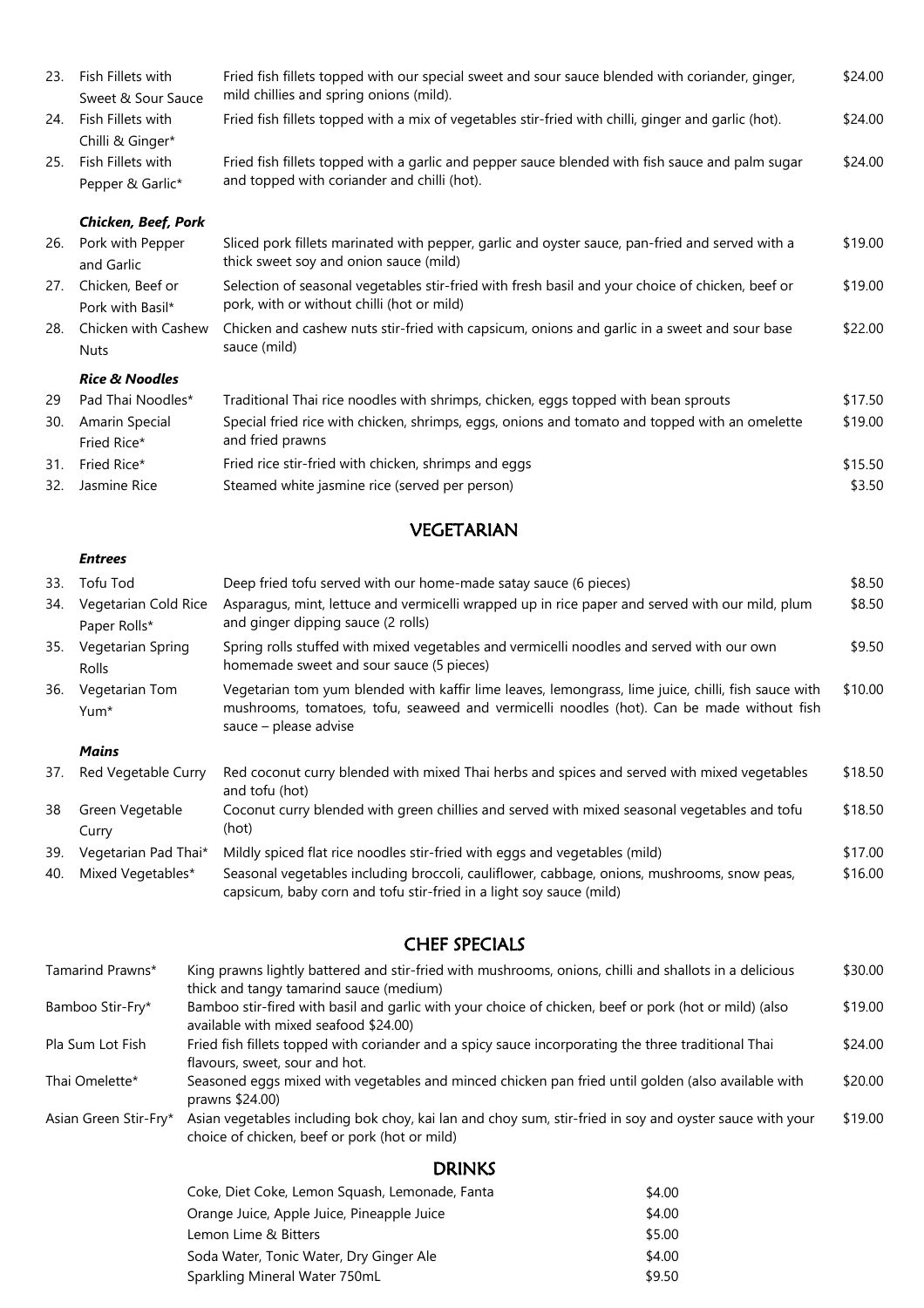| | | | |
|---|---|---|---|
| 23. | Fish Fillets with Sweet & Sour Sauce | Fried fish fillets topped with our special sweet and sour sauce blended with coriander, ginger, mild chillies and spring onions (mild). | $24.00 |
| 24. | Fish Fillets with Chilli & Ginger* | Fried fish fillets topped with a mix of vegetables stir-fried with chilli, ginger and garlic (hot). | $24.00 |
| 25. | Fish Fillets with Pepper & Garlic* | Fried fish fillets topped with a garlic and pepper sauce blended with fish sauce and palm sugar and topped with coriander and chilli (hot). | $24.00 |

***Chicken, Beef, Pork***

| | | | |
|---|---|---|---|
| 26. | Pork with Pepper and Garlic | Sliced pork fillets marinated with pepper, garlic and oyster sauce, pan-fried and served with a thick sweet soy and onion sauce (mild) | $19.00 |
| 27. | Chicken, Beef or Pork with Basil* | Selection of seasonal vegetables stir-fried with fresh basil and your choice of chicken, beef or pork, with or without chilli (hot or mild) | $19.00 |
| 28. | Chicken with Cashew Nuts | Chicken and cashew nuts stir-fried with capsicum, onions and garlic in a sweet and sour base sauce (mild) | $22.00 |

***Rice & Noodles***

| | | | |
|---|---|---|---|
| 29 | Pad Thai Noodles* | Traditional Thai rice noodles with shrimps, chicken, eggs topped with bean sprouts | $17.50 |
| 30. | Amarin Special Fried Rice* | Special fried rice with chicken, shrimps, eggs, onions and tomato and topped with an omelette and fried prawns | $19.00 |
| 31. | Fried Rice* | Fried rice stir-fried with chicken, shrimps and eggs | $15.50 |
| 32. | Jasmine Rice | Steamed white jasmine rice (served per person) | $3.50 |

## VEGETARIAN

***Entrees***

| | | | |
|---|---|---|---|
| 33. | Tofu Tod | Deep fried tofu served with our home-made satay sauce (6 pieces) | $8.50 |
| 34. | Vegetarian Cold Rice Paper Rolls* | Asparagus, mint, lettuce and vermicelli wrapped up in rice paper and served with our mild, plum and ginger dipping sauce (2 rolls) | $8.50 |
| 35. | Vegetarian Spring Rolls | Spring rolls stuffed with mixed vegetables and vermicelli noodles and served with our own homemade sweet and sour sauce (5 pieces) | $9.50 |
| 36. | Vegetarian Tom Yum* | Vegetarian tom yum blended with kaffir lime leaves, lemongrass, lime juice, chilli, fish sauce with mushrooms, tomatoes, tofu, seaweed and vermicelli noodles (hot). Can be made without fish sauce – please advise | $10.00 |

***Mains***

| | | | |
|---|---|---|---|
| 37. | Red Vegetable Curry | Red coconut curry blended with mixed Thai herbs and spices and served with mixed vegetables and tofu (hot) | $18.50 |
| 38 | Green Vegetable Curry | Coconut curry blended with green chillies and served with mixed seasonal vegetables and tofu (hot) | $18.50 |
| 39. | Vegetarian Pad Thai* | Mildly spiced flat rice noodles stir-fried with eggs and vegetables (mild) | $17.00 |
| 40. | Mixed Vegetables* | Seasonal vegetables including broccoli, cauliflower, cabbage, onions, mushrooms, snow peas, capsicum, baby corn and tofu stir-fried in a light soy sauce (mild) | $16.00 |

## CHEF SPECIALS

| | | |
|---|---|---|
| Tamarind Prawns* | King prawns lightly battered and stir-fried with mushrooms, onions, chilli and shallots in a delicious thick and tangy tamarind sauce (medium) | $30.00 |
| Bamboo Stir-Fry* | Bamboo stir-fired with basil and garlic with your choice of chicken, beef or pork (hot or mild) (also available with mixed seafood $24.00) | $19.00 |
| Pla Sum Lot Fish | Fried fish fillets topped with coriander and a spicy sauce incorporating the three traditional Thai flavours, sweet, sour and hot. | $24.00 |
| Thai Omelette* | Seasoned eggs mixed with vegetables and minced chicken pan fried until golden (also available with prawns $24.00) | $20.00 |
| Asian Green Stir-Fry* | Asian vegetables including bok choy, kai lan and choy sum, stir-fried in soy and oyster sauce with your choice of chicken, beef or pork (hot or mild) | $19.00 |

## DRINKS

| | |
|---|---|
| Coke, Diet Coke, Lemon Squash, Lemonade, Fanta | $4.00 |
| Orange Juice, Apple Juice, Pineapple Juice | $4.00 |
| Lemon Lime & Bitters | $5.00 |
| Soda Water, Tonic Water, Dry Ginger Ale | $4.00 |
| Sparkling Mineral Water 750mL | $9.50 |